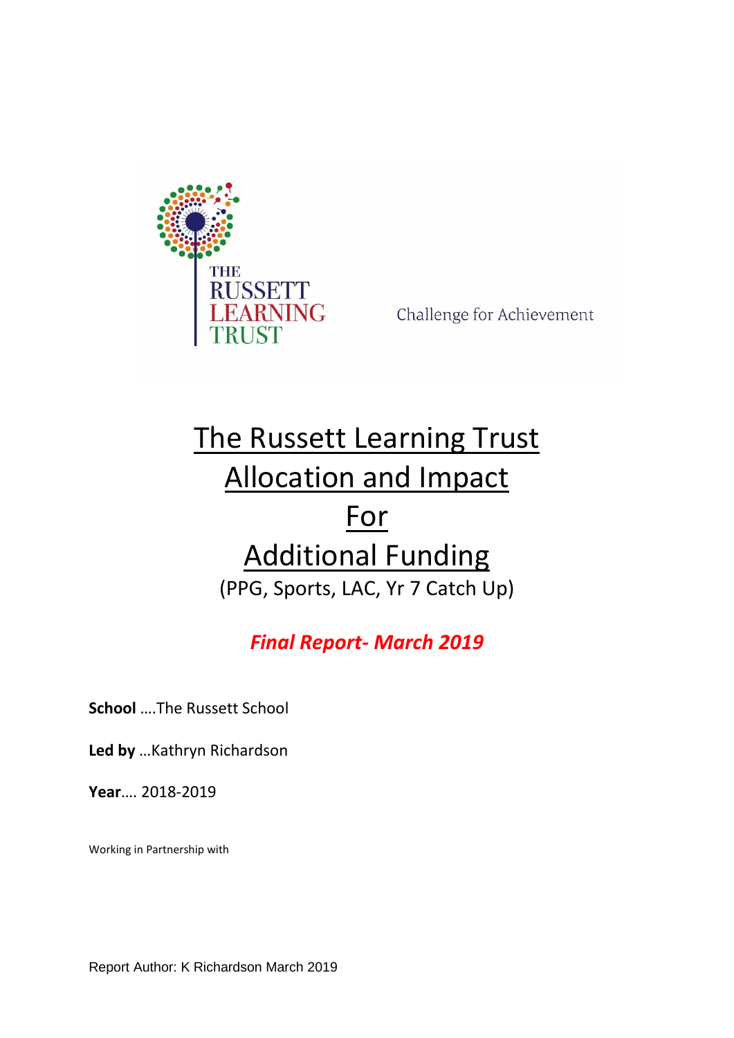THE RUSSETT LEARNING TRUST

Challenge for Achievement

# The Russett Learning Trust Allocation and Impact For Additional Funding

(PPG, Sports, LAC, Yr 7 Catch Up)

***Final Report- March 2019***

**School** ….The Russett School

**Led by** …Kathryn Richardson

**Year**…. 2018-2019

Working in Partnership with

Report Author: K Richardson March 2019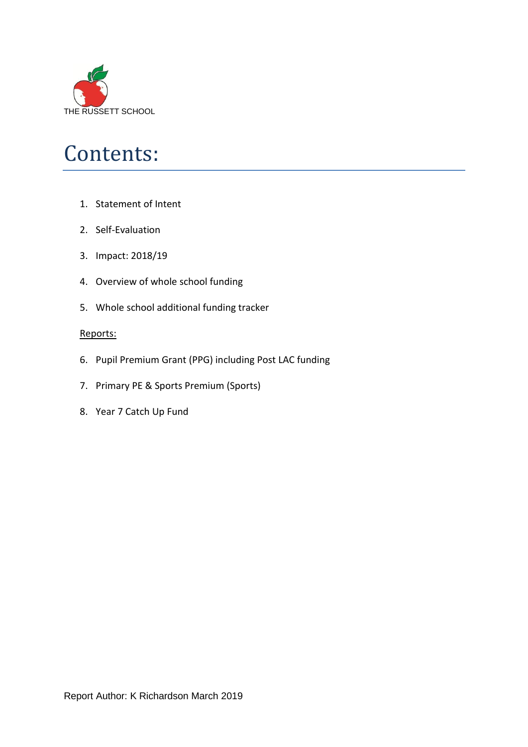THE RUSSETT SCHOOL

# Contents:

1. Statement of Intent
2. Self-Evaluation
3. Impact: 2018/19
4. Overview of whole school funding
5. Whole school additional funding tracker

Reports:

6. Pupil Premium Grant (PPG) including Post LAC funding
7. Primary PE & Sports Premium (Sports)
8. Year 7 Catch Up Fund

Report Author: K Richardson March 2019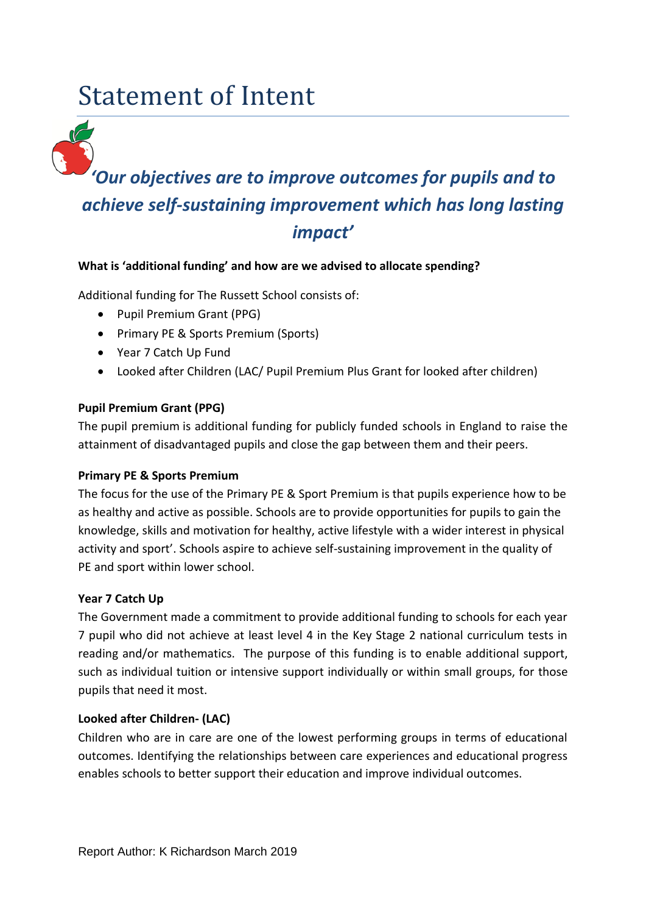# Statement of Intent

***'Our objectives are to improve outcomes for pupils and to achieve self-sustaining improvement which has long lasting impact'***

**What is 'additional funding' and how are we advised to allocate spending?**

Additional funding for The Russett School consists of:

- Pupil Premium Grant (PPG)
- Primary PE & Sports Premium (Sports)
- Year 7 Catch Up Fund
- Looked after Children (LAC/ Pupil Premium Plus Grant for looked after children)

**Pupil Premium Grant (PPG)**

The pupil premium is additional funding for publicly funded schools in England to raise the attainment of disadvantaged pupils and close the gap between them and their peers.

**Primary PE & Sports Premium**

The focus for the use of the Primary PE & Sport Premium is that pupils experience how to be as healthy and active as possible. Schools are to provide opportunities for pupils to gain the knowledge, skills and motivation for healthy, active lifestyle with a wider interest in physical activity and sport'. Schools aspire to achieve self-sustaining improvement in the quality of PE and sport within lower school.

**Year 7 Catch Up**

The Government made a commitment to provide additional funding to schools for each year 7 pupil who did not achieve at least level 4 in the Key Stage 2 national curriculum tests in reading and/or mathematics. The purpose of this funding is to enable additional support, such as individual tuition or intensive support individually or within small groups, for those pupils that need it most.

**Looked after Children- (LAC)**

Children who are in care are one of the lowest performing groups in terms of educational outcomes. Identifying the relationships between care experiences and educational progress enables schools to better support their education and improve individual outcomes.

Report Author: K Richardson March 2019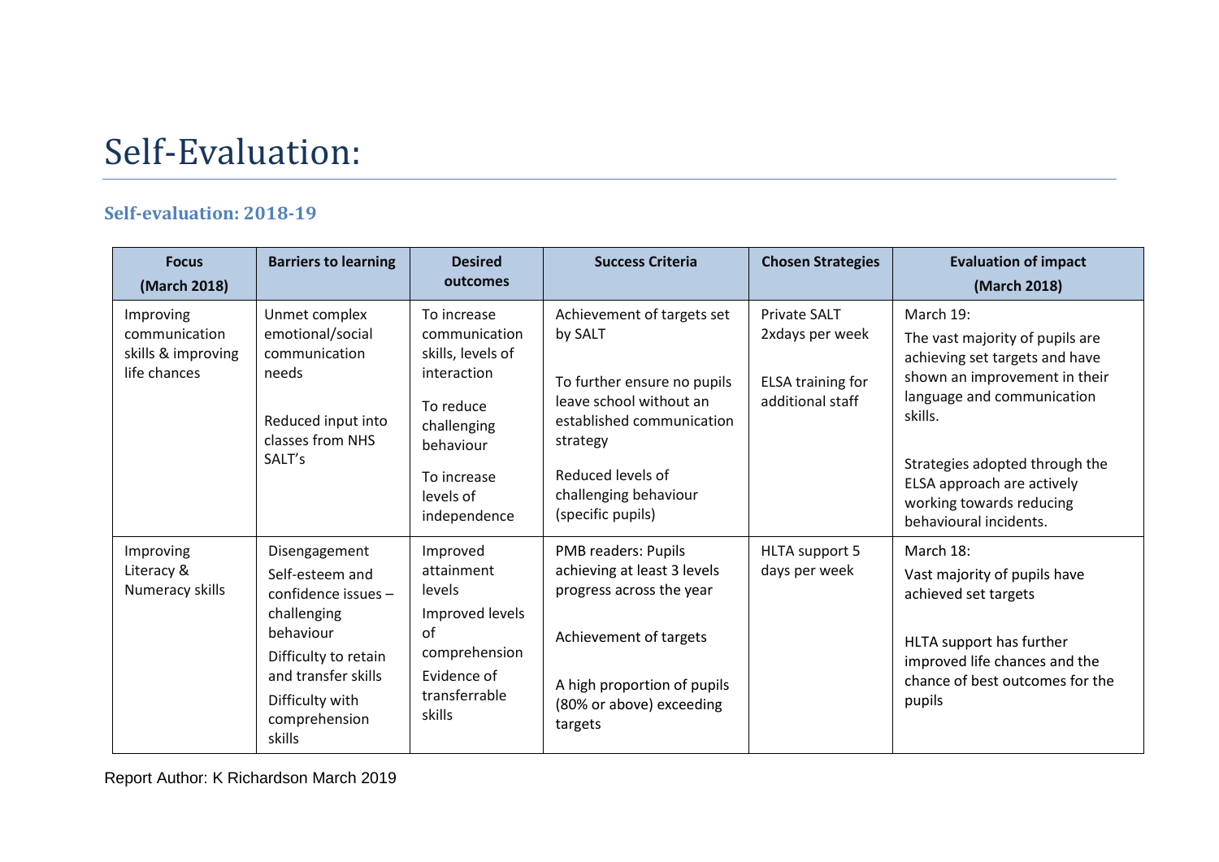# Self-Evaluation:

### Self-evaluation: 2018-19

| Focus (March 2018) | Barriers to learning | Desired outcomes | Success Criteria | Chosen Strategies | Evaluation of impact (March 2018) |
|---|---|---|---|---|---|
| Improving communication skills & improving life chances | Unmet complex emotional/social communication needs<br><br>Reduced input into classes from NHS SALT's | To increase communication skills, levels of interaction<br><br>To reduce challenging behaviour<br><br>To increase levels of independence | Achievement of targets set by SALT<br><br>To further ensure no pupils leave school without an established communication strategy<br><br>Reduced levels of challenging behaviour (specific pupils) | Private SALT 2xdays per week<br><br>ELSA training for additional staff | March 19:<br>The vast majority of pupils are achieving set targets and have shown an improvement in their language and communication skills.<br><br>Strategies adopted through the ELSA approach are actively working towards reducing behavioural incidents. |
| Improving Literacy & Numeracy skills | Disengagement<br>Self-esteem and confidence issues – challenging behaviour<br>Difficulty to retain and transfer skills<br>Difficulty with comprehension skills | Improved attainment levels<br>Improved levels of comprehension<br>Evidence of transferrable skills | PMB readers: Pupils achieving at least 3 levels progress across the year<br><br>Achievement of targets<br><br>A high proportion of pupils (80% or above) exceeding targets | HLTA support 5 days per week | March 18:<br>Vast majority of pupils have achieved set targets<br><br>HLTA support has further improved life chances and the chance of best outcomes for the pupils |

Report Author: K Richardson March 2019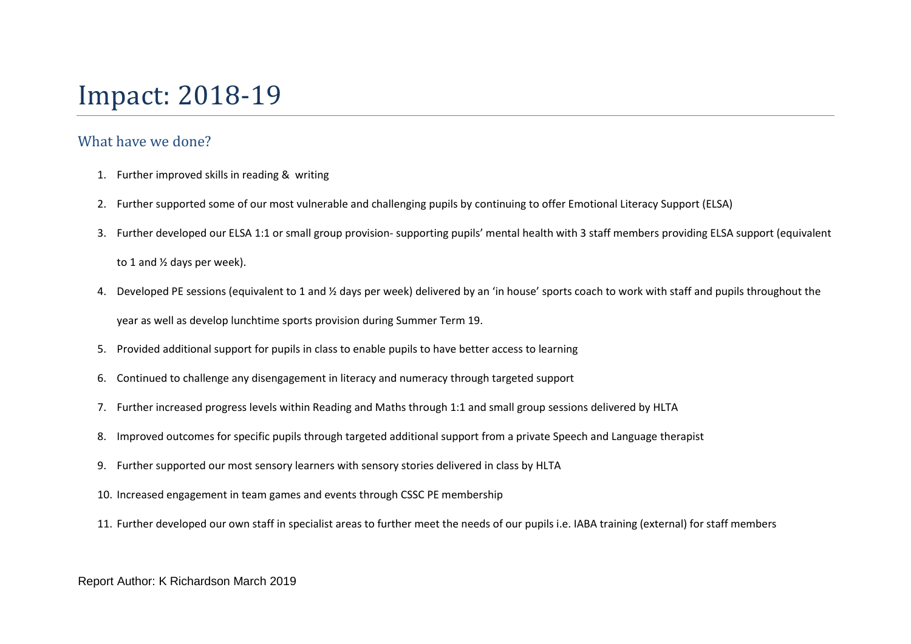# Impact: 2018-19

## What have we done?

1. Further improved skills in reading & writing
2. Further supported some of our most vulnerable and challenging pupils by continuing to offer Emotional Literacy Support (ELSA)
3. Further developed our ELSA 1:1 or small group provision- supporting pupils' mental health with 3 staff members providing ELSA support (equivalent to 1 and ½ days per week).
4. Developed PE sessions (equivalent to 1 and ½ days per week) delivered by an 'in house' sports coach to work with staff and pupils throughout the year as well as develop lunchtime sports provision during Summer Term 19.
5. Provided additional support for pupils in class to enable pupils to have better access to learning
6. Continued to challenge any disengagement in literacy and numeracy through targeted support
7. Further increased progress levels within Reading and Maths through 1:1 and small group sessions delivered by HLTA
8. Improved outcomes for specific pupils through targeted additional support from a private Speech and Language therapist
9. Further supported our most sensory learners with sensory stories delivered in class by HLTA
10. Increased engagement in team games and events through CSSC PE membership
11. Further developed our own staff in specialist areas to further meet the needs of our pupils i.e. IABA training (external) for staff members

Report Author: K Richardson March 2019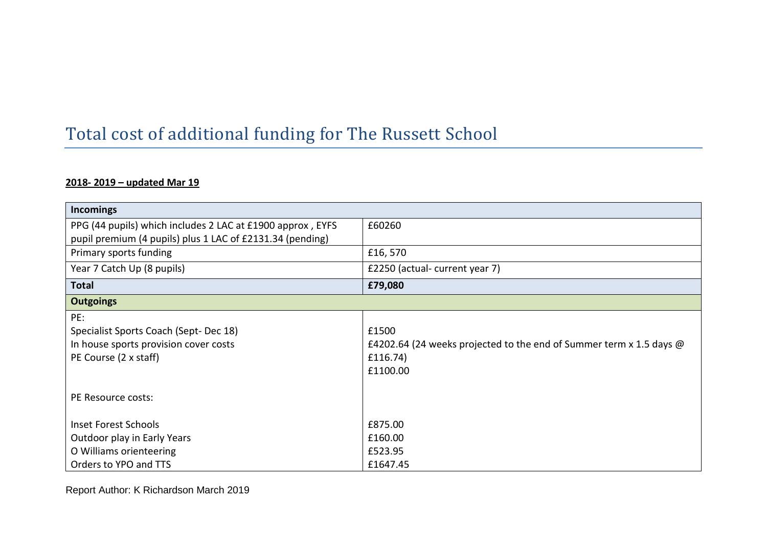# Total cost of additional funding for The Russett School

**2018- 2019 – updated Mar 19**

| **Incomings** | |
|---|---|
| PPG (44 pupils) which includes 2 LAC at £1900 approx , EYFS pupil premium (4 pupils) plus 1 LAC of £2131.34 (pending) | £60260 |
| Primary sports funding | £16, 570 |
| Year 7 Catch Up (8 pupils) | £2250 (actual- current year 7) |
| **Total** | **£79,080** |
| **Outgoings** | |
| PE:<br>Specialist Sports Coach (Sept- Dec 18)<br>In house sports provision cover costs<br>PE Course (2 x staff)<br><br>PE Resource costs:<br><br>Inset Forest Schools<br>Outdoor play in Early Years<br>O Williams orienteering<br>Orders to YPO and TTS | <br>£1500<br>£4202.64 (24 weeks projected to the end of Summer term x 1.5 days @ £116.74)<br>£1100.00<br><br><br><br>£875.00<br>£160.00<br>£523.95<br>£1647.45 |

Report Author: K Richardson March 2019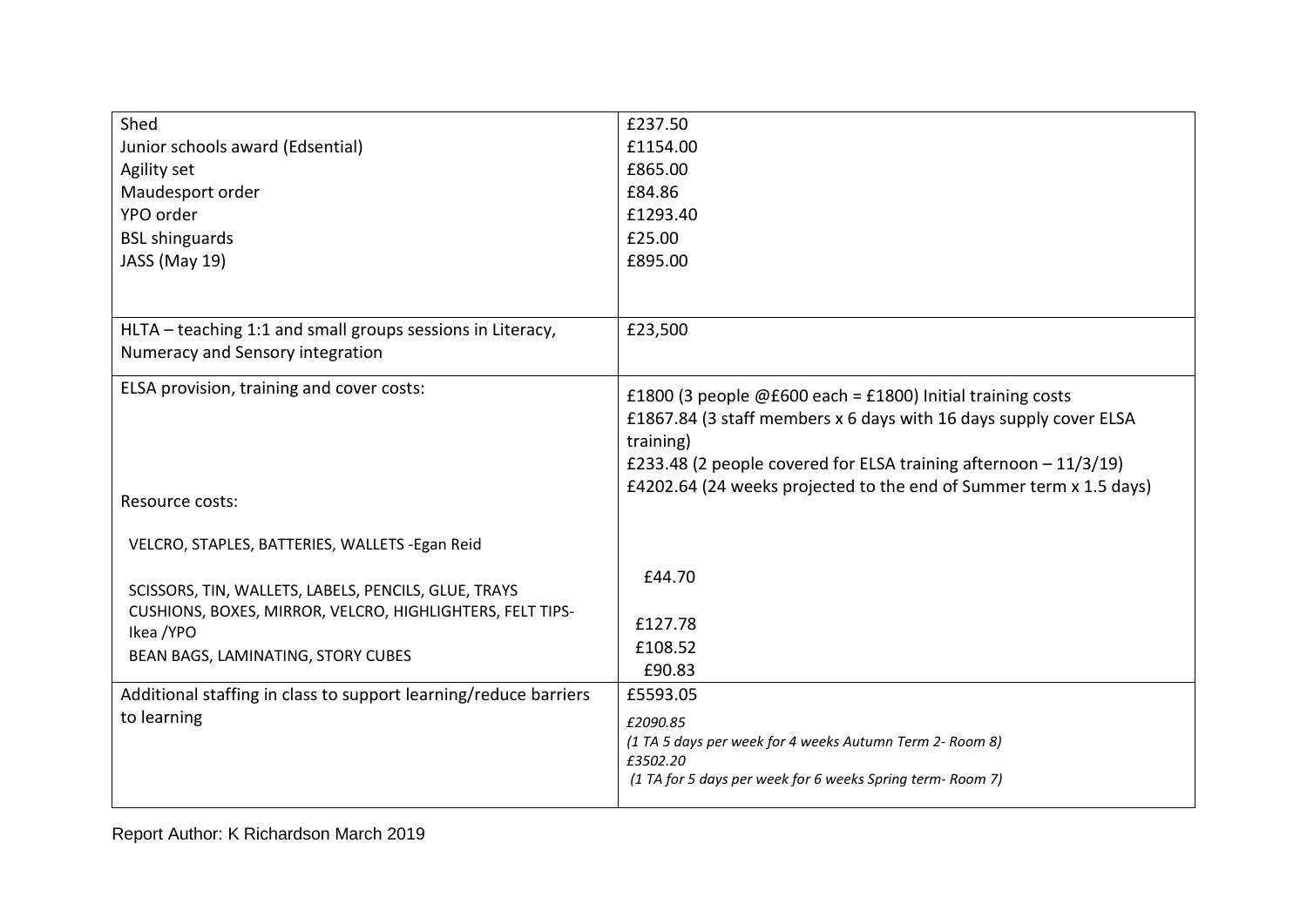| | |
|---|---|
| Shed<br>Junior schools award (Edsential)<br>Agility set<br>Maudesport order<br>YPO order<br>BSL shinguards<br>JASS (May 19) | £237.50<br>£1154.00<br>£865.00<br>£84.86<br>£1293.40<br>£25.00<br>£895.00 |
| HLTA – teaching 1:1 and small groups sessions in Literacy, Numeracy and Sensory integration | £23,500 |
| ELSA provision, training and cover costs:<br><br>Resource costs:<br><br>VELCRO, STAPLES, BATTERIES, WALLETS -Egan Reid<br><br>SCISSORS, TIN, WALLETS, LABELS, PENCILS, GLUE, TRAYS<br>CUSHIONS, BOXES, MIRROR, VELCRO, HIGHLIGHTERS, FELT TIPS- Ikea /YPO<br>BEAN BAGS, LAMINATING, STORY CUBES | £1800 (3 people @£600 each = £1800) Initial training costs<br>£1867.84 (3 staff members x 6 days with 16 days supply cover ELSA training)<br>£233.48 (2 people covered for ELSA training afternoon – 11/3/19)<br>£4202.64 (24 weeks projected to the end of Summer term x 1.5 days)<br><br>£44.70<br><br>£127.78<br>£108.52<br>£90.83 |
| Additional staffing in class to support learning/reduce barriers to learning | £5593.05<br>*£2090.85*<br>*(1 TA 5 days per week for 4 weeks Autumn Term 2- Room 8)*<br>*£3502.20*<br>*(1 TA for 5 days per week for 6 weeks Spring term- Room 7)* |

Report Author: K Richardson March 2019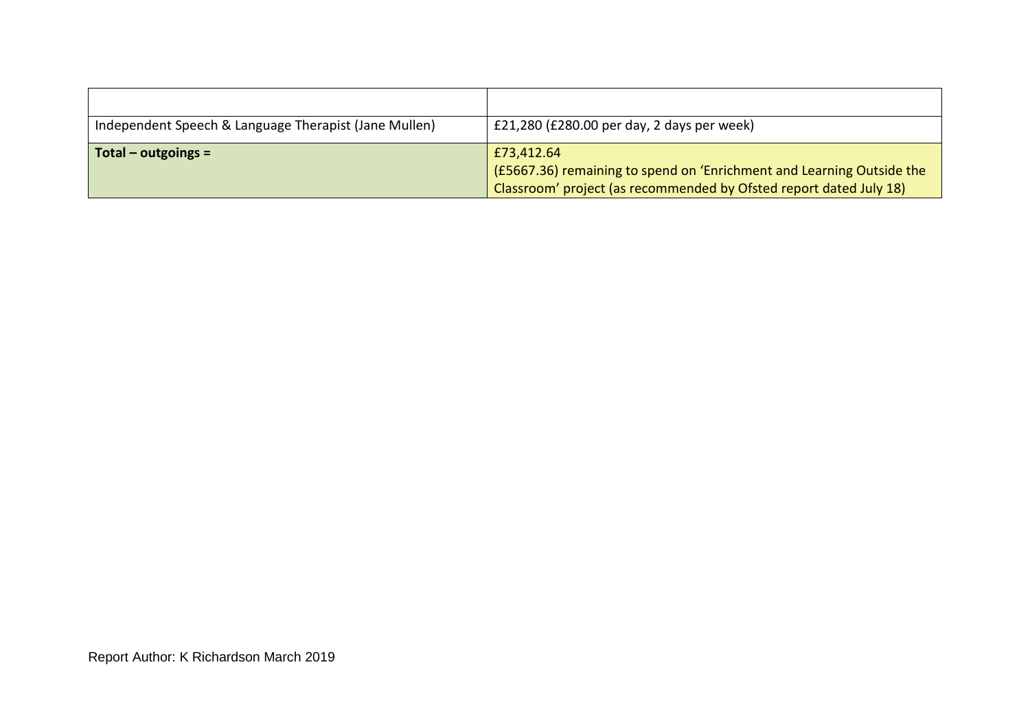| | |
|---|---|
| Independent Speech & Language Therapist (Jane Mullen) | £21,280 (£280.00 per day, 2 days per week) |
| **Total – outgoings =** | £73,412.64<br>(£5667.36) remaining to spend on 'Enrichment and Learning Outside the Classroom' project (as recommended by Ofsted report dated July 18) |

Report Author: K Richardson March 2019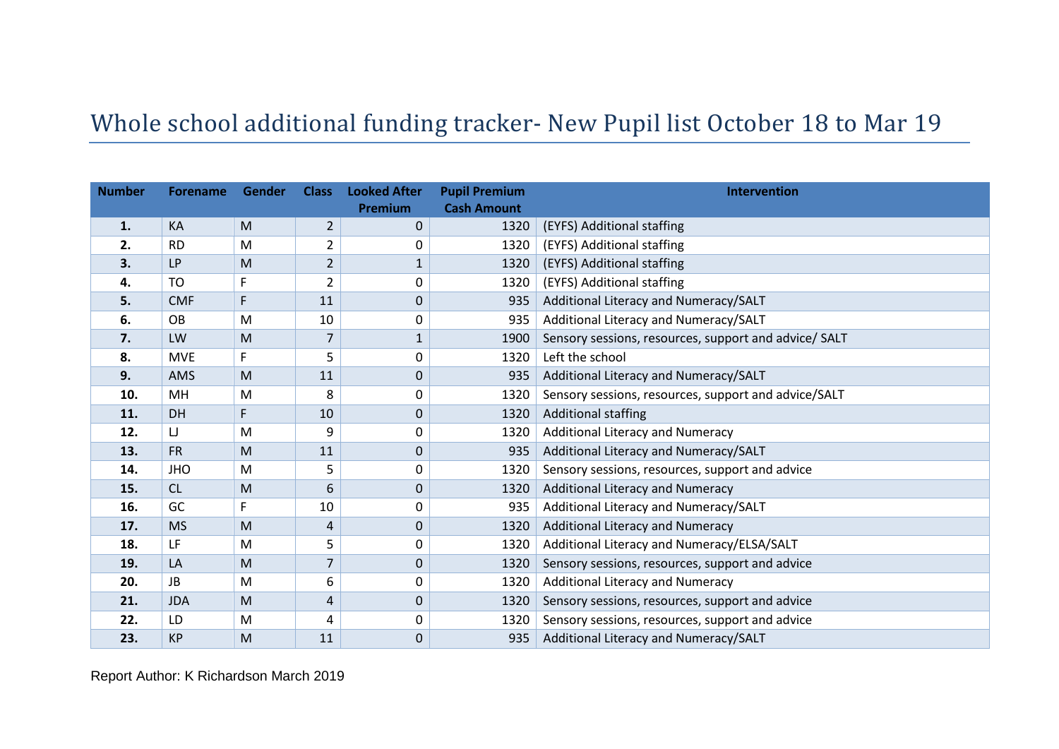# Whole school additional funding tracker- New Pupil list October 18 to Mar 19

| Number | Forename | Gender | Class | Looked After Premium | Pupil Premium Cash Amount | Intervention |
|---|---|---|---|---|---|---|
| **1.** | KA | M | 2 | 0 | 1320 | (EYFS) Additional staffing |
| **2.** | RD | M | 2 | 0 | 1320 | (EYFS) Additional staffing |
| **3.** | LP | M | 2 | 1 | 1320 | (EYFS) Additional staffing |
| **4.** | TO | F | 2 | 0 | 1320 | (EYFS) Additional staffing |
| **5.** | CMF | F | 11 | 0 | 935 | Additional Literacy and Numeracy/SALT |
| **6.** | OB | M | 10 | 0 | 935 | Additional Literacy and Numeracy/SALT |
| **7.** | LW | M | 7 | 1 | 1900 | Sensory sessions, resources, support and advice/ SALT |
| **8.** | MVE | F | 5 | 0 | 1320 | Left the school |
| **9.** | AMS | M | 11 | 0 | 935 | Additional Literacy and Numeracy/SALT |
| **10.** | MH | M | 8 | 0 | 1320 | Sensory sessions, resources, support and advice/SALT |
| **11.** | DH | F | 10 | 0 | 1320 | Additional staffing |
| **12.** | LJ | M | 9 | 0 | 1320 | Additional Literacy and Numeracy |
| **13.** | FR | M | 11 | 0 | 935 | Additional Literacy and Numeracy/SALT |
| **14.** | JHO | M | 5 | 0 | 1320 | Sensory sessions, resources, support and advice |
| **15.** | CL | M | 6 | 0 | 1320 | Additional Literacy and Numeracy |
| **16.** | GC | F | 10 | 0 | 935 | Additional Literacy and Numeracy/SALT |
| **17.** | MS | M | 4 | 0 | 1320 | Additional Literacy and Numeracy |
| **18.** | LF | M | 5 | 0 | 1320 | Additional Literacy and Numeracy/ELSA/SALT |
| **19.** | LA | M | 7 | 0 | 1320 | Sensory sessions, resources, support and advice |
| **20.** | JB | M | 6 | 0 | 1320 | Additional Literacy and Numeracy |
| **21.** | JDA | M | 4 | 0 | 1320 | Sensory sessions, resources, support and advice |
| **22.** | LD | M | 4 | 0 | 1320 | Sensory sessions, resources, support and advice |
| **23.** | KP | M | 11 | 0 | 935 | Additional Literacy and Numeracy/SALT |

Report Author: K Richardson March 2019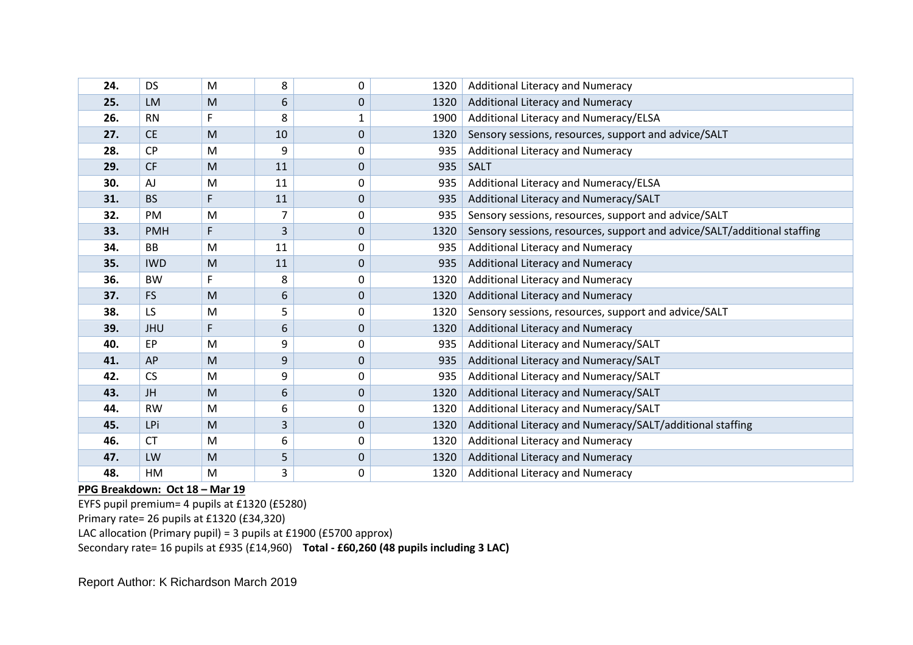| 24. | DS | M | 8 | 0 | 1320 | Additional Literacy and Numeracy |
|---|---|---|---|---|---|---|
| 25. | LM | M | 6 | 0 | 1320 | Additional Literacy and Numeracy |
| 26. | RN | F | 8 | 1 | 1900 | Additional Literacy and Numeracy/ELSA |
| 27. | CE | M | 10 | 0 | 1320 | Sensory sessions, resources, support and advice/SALT |
| 28. | CP | M | 9 | 0 | 935 | Additional Literacy and Numeracy |
| 29. | CF | M | 11 | 0 | 935 | SALT |
| 30. | AJ | M | 11 | 0 | 935 | Additional Literacy and Numeracy/ELSA |
| 31. | BS | F | 11 | 0 | 935 | Additional Literacy and Numeracy/SALT |
| 32. | PM | M | 7 | 0 | 935 | Sensory sessions, resources, support and advice/SALT |
| 33. | PMH | F | 3 | 0 | 1320 | Sensory sessions, resources, support and advice/SALT/additional staffing |
| 34. | BB | M | 11 | 0 | 935 | Additional Literacy and Numeracy |
| 35. | IWD | M | 11 | 0 | 935 | Additional Literacy and Numeracy |
| 36. | BW | F | 8 | 0 | 1320 | Additional Literacy and Numeracy |
| 37. | FS | M | 6 | 0 | 1320 | Additional Literacy and Numeracy |
| 38. | LS | M | 5 | 0 | 1320 | Sensory sessions, resources, support and advice/SALT |
| 39. | JHU | F | 6 | 0 | 1320 | Additional Literacy and Numeracy |
| 40. | EP | M | 9 | 0 | 935 | Additional Literacy and Numeracy/SALT |
| 41. | AP | M | 9 | 0 | 935 | Additional Literacy and Numeracy/SALT |
| 42. | CS | M | 9 | 0 | 935 | Additional Literacy and Numeracy/SALT |
| 43. | JH | M | 6 | 0 | 1320 | Additional Literacy and Numeracy/SALT |
| 44. | RW | M | 6 | 0 | 1320 | Additional Literacy and Numeracy/SALT |
| 45. | LPi | M | 3 | 0 | 1320 | Additional Literacy and Numeracy/SALT/additional staffing |
| 46. | CT | M | 6 | 0 | 1320 | Additional Literacy and Numeracy |
| 47. | LW | M | 5 | 0 | 1320 | Additional Literacy and Numeracy |
| 48. | HM | M | 3 | 0 | 1320 | Additional Literacy and Numeracy |

**PPG Breakdown: Oct 18 – Mar 19**

EYFS pupil premium= 4 pupils at £1320 (£5280)

Primary rate= 26 pupils at £1320 (£34,320)

LAC allocation (Primary pupil) = 3 pupils at £1900 (£5700 approx)

Secondary rate= 16 pupils at £935 (£14,960) **Total - £60,260 (48 pupils including 3 LAC)**

Report Author: K Richardson March 2019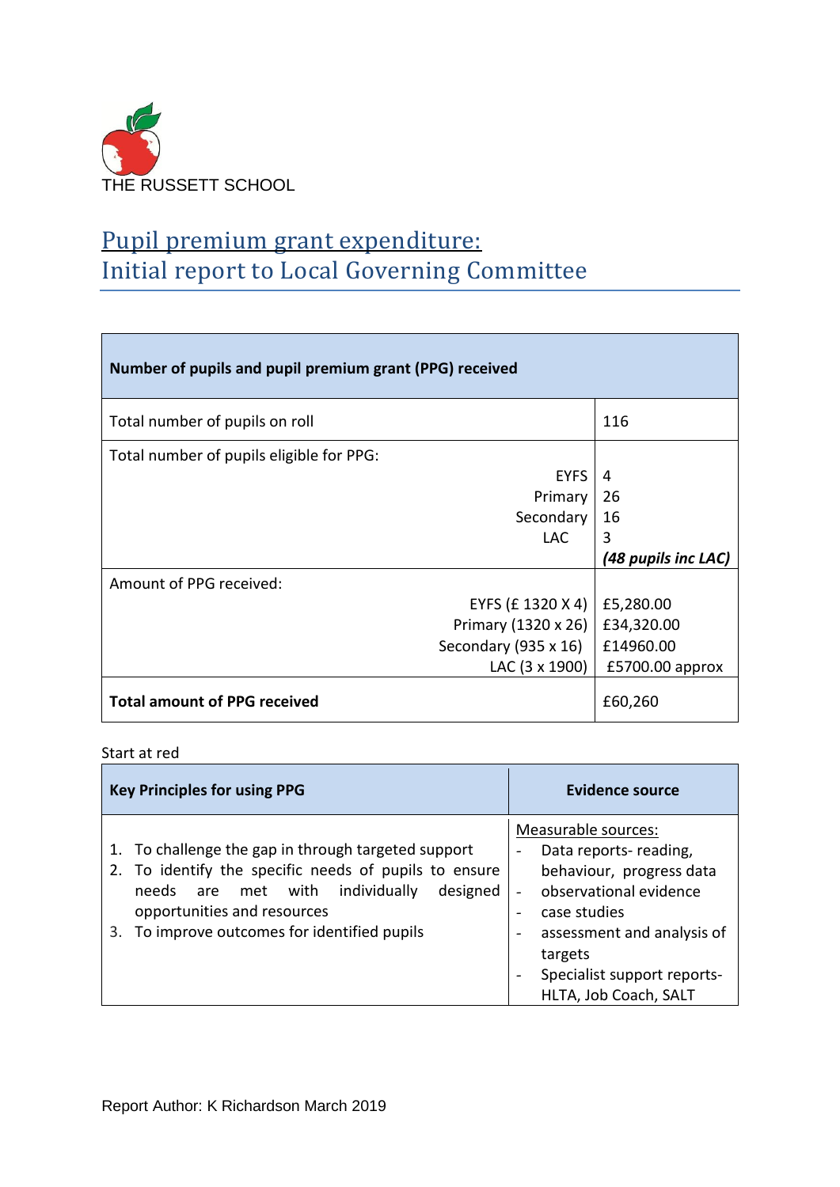THE RUSSETT SCHOOL

# Pupil premium grant expenditure:
# Initial report to Local Governing Committee

| **Number of pupils and pupil premium grant (PPG) received** | |
|---|---|
| Total number of pupils on roll | 116 |
| Total number of pupils eligible for PPG:<br>EYFS<br>Primary<br>Secondary<br>LAC | <br>4<br>26<br>16<br>3<br>***(48 pupils inc LAC)*** |
| Amount of PPG received:<br>EYFS (£ 1320 X 4)<br>Primary (1320 x 26)<br>Secondary (935 x 16)<br>LAC (3 x 1900) | <br>£5,280.00<br>£34,320.00<br>£14960.00<br>£5700.00 approx |
| **Total amount of PPG received** | £60,260 |

Start at red

| **Key Principles for using PPG** | **Evidence source** |
|---|---|
| 1. To challenge the gap in through targeted support<br>2. To identify the specific needs of pupils to ensure needs are met with individually designed opportunities and resources<br>3. To improve outcomes for identified pupils | Measurable sources:<br>- Data reports- reading, behaviour, progress data<br>- observational evidence<br>- case studies<br>- assessment and analysis of targets<br>- Specialist support reports- HLTA, Job Coach, SALT |

Report Author: K Richardson March 2019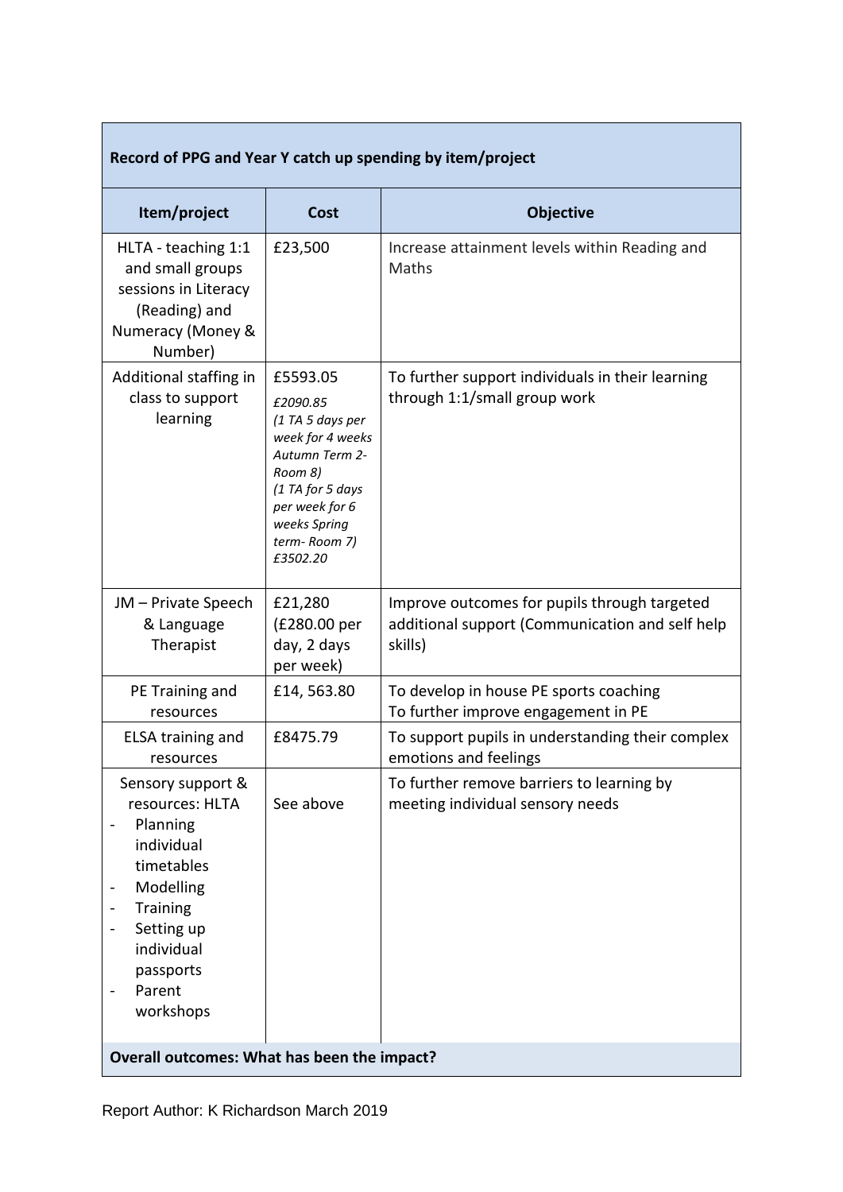| Record of PPG and Year Y catch up spending by item/project | | |
|---|---|---|
| **Item/project** | **Cost** | **Objective** |
| HLTA - teaching 1:1 and small groups sessions in Literacy (Reading) and Numeracy (Money & Number) | £23,500 | Increase attainment levels within Reading and Maths |
| Additional staffing in class to support learning | £5593.05 *£2090.85 (1 TA 5 days per week for 4 weeks Autumn Term 2- Room 8) (1 TA for 5 days per week for 6 weeks Spring term- Room 7) £3502.20* | To further support individuals in their learning through 1:1/small group work |
| JM – Private Speech & Language Therapist | £21,280 (£280.00 per day, 2 days per week) | Improve outcomes for pupils through targeted additional support (Communication and self help skills) |
| PE Training and resources | £14, 563.80 | To develop in house PE sports coaching<br>To further improve engagement in PE |
| ELSA training and resources | £8475.79 | To support pupils in understanding their complex emotions and feelings |
| Sensory support & resources: HLTA<br>- Planning individual timetables<br>- Modelling<br>- Training<br>- Setting up individual passports<br>- Parent workshops | See above | To further remove barriers to learning by meeting individual sensory needs |
| **Overall outcomes: What has been the impact?** | | |

Report Author: K Richardson March 2019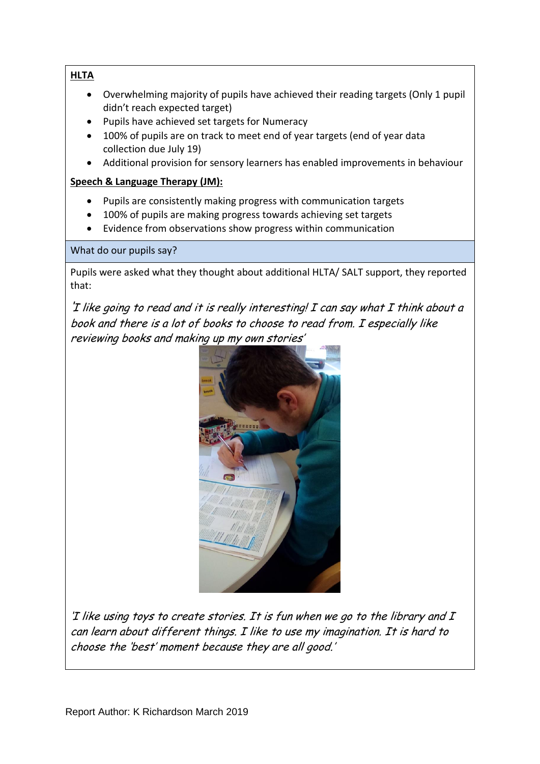**HLTA**

- Overwhelming majority of pupils have achieved their reading targets (Only 1 pupil didn't reach expected target)
- Pupils have achieved set targets for Numeracy
- 100% of pupils are on track to meet end of year targets (end of year data collection due July 19)
- Additional provision for sensory learners has enabled improvements in behaviour

**Speech & Language Therapy (JM):**

- Pupils are consistently making progress with communication targets
- 100% of pupils are making progress towards achieving set targets
- Evidence from observations show progress within communication

What do our pupils say?

Pupils were asked what they thought about additional HLTA/ SALT support, they reported that:

*'I like going to read and it is really interesting! I can say what I think about a book and there is a lot of books to choose to read from. I especially like reviewing books and making up my own stories'*

*'I like using toys to create stories. It is fun when we go to the library and I can learn about different things. I like to use my imagination. It is hard to choose the 'best' moment because they are all good.'*

Report Author: K Richardson March 2019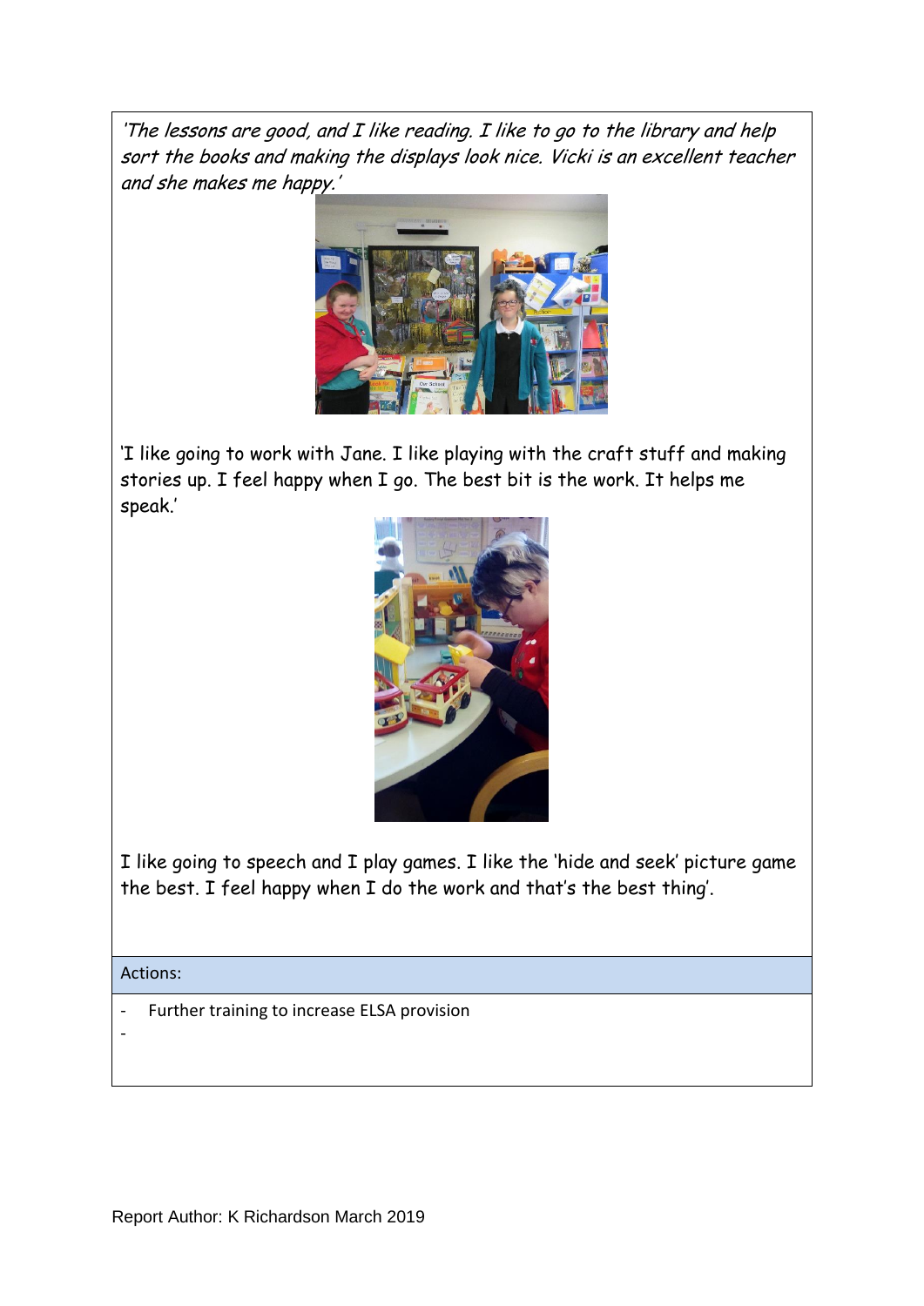*'The lessons are good, and I like reading. I like to go to the library and help sort the books and making the displays look nice. Vicki is an excellent teacher and she makes me happy.'*

'I like going to work with Jane. I like playing with the craft stuff and making stories up. I feel happy when I go. The best bit is the work. It helps me speak.'

I like going to speech and I play games. I like the 'hide and seek' picture game the best. I feel happy when I do the work and that's the best thing'.

| Actions: |
| --- |
| - Further training to increase ELSA provision<br>- |

Report Author: K Richardson March 2019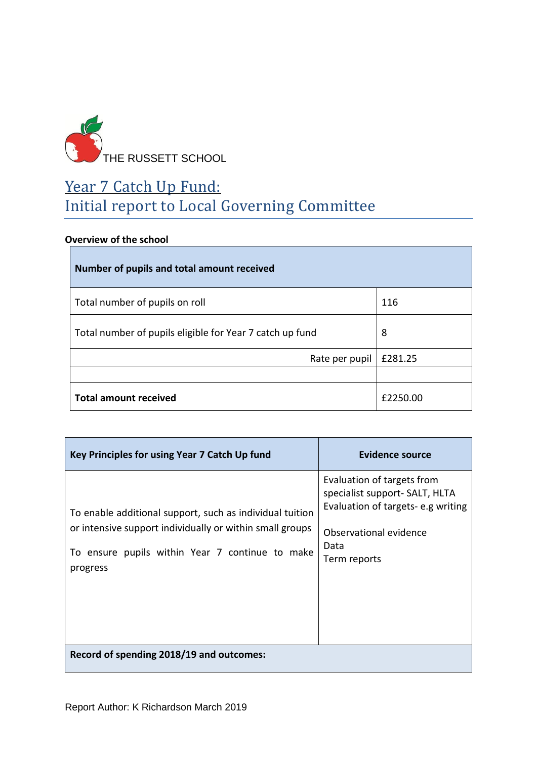THE RUSSETT SCHOOL

# Year 7 Catch Up Fund: Initial report to Local Governing Committee

**Overview of the school**

| **Number of pupils and total amount received** | |
|---|---|
| Total number of pupils on roll | 116 |
| Total number of pupils eligible for Year 7 catch up fund | 8 |
| Rate per pupil | £281.25 |
| | |
| **Total amount received** | £2250.00 |

| **Key Principles for using Year 7 Catch Up fund** | **Evidence source** |
|---|---|
| To enable additional support, such as individual tuition or intensive support individually or within small groups<br><br>To ensure pupils within Year 7 continue to make progress | Evaluation of targets from specialist support- SALT, HLTA<br>Evaluation of targets- e.g writing<br><br>Observational evidence<br>Data<br>Term reports |
| **Record of spending 2018/19 and outcomes:** | |

Report Author: K Richardson March 2019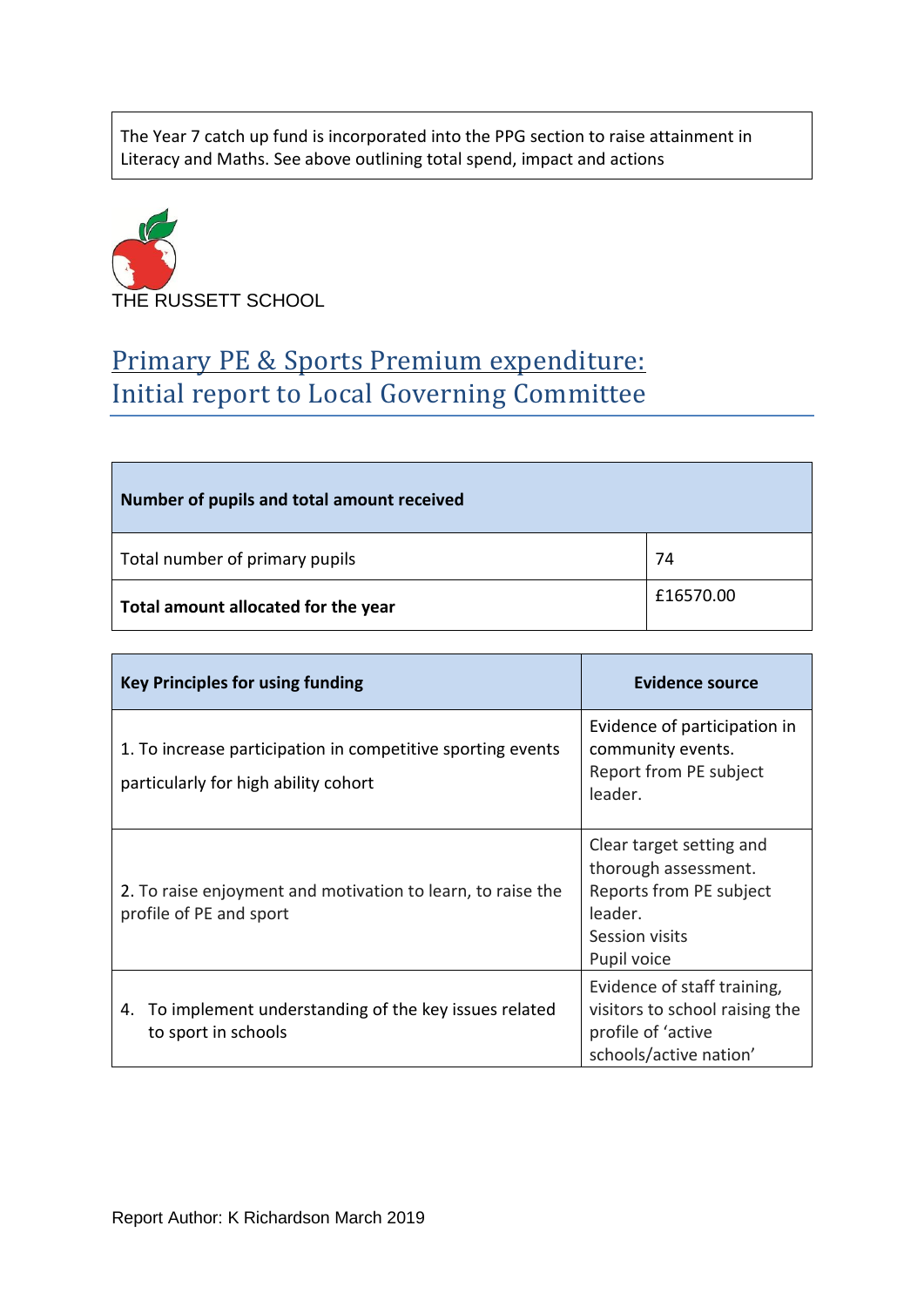The Year 7 catch up fund is incorporated into the PPG section to raise attainment in Literacy and Maths. See above outlining total spend, impact and actions

THE RUSSETT SCHOOL

# Primary PE & Sports Premium expenditure: Initial report to Local Governing Committee

| Number of pupils and total amount received | |
|---|---|
| Total number of primary pupils | 74 |
| **Total amount allocated for the year** | £16570.00 |

| Key Principles for using funding | Evidence source |
|---|---|
| 1. To increase participation in competitive sporting events particularly for high ability cohort | Evidence of participation in community events.<br>Report from PE subject leader. |
| 2. To raise enjoyment and motivation to learn, to raise the profile of PE and sport | Clear target setting and thorough assessment.<br>Reports from PE subject leader.<br>Session visits<br>Pupil voice |
| 4. To implement understanding of the key issues related to sport in schools | Evidence of staff training, visitors to school raising the profile of 'active schools/active nation' |

Report Author: K Richardson March 2019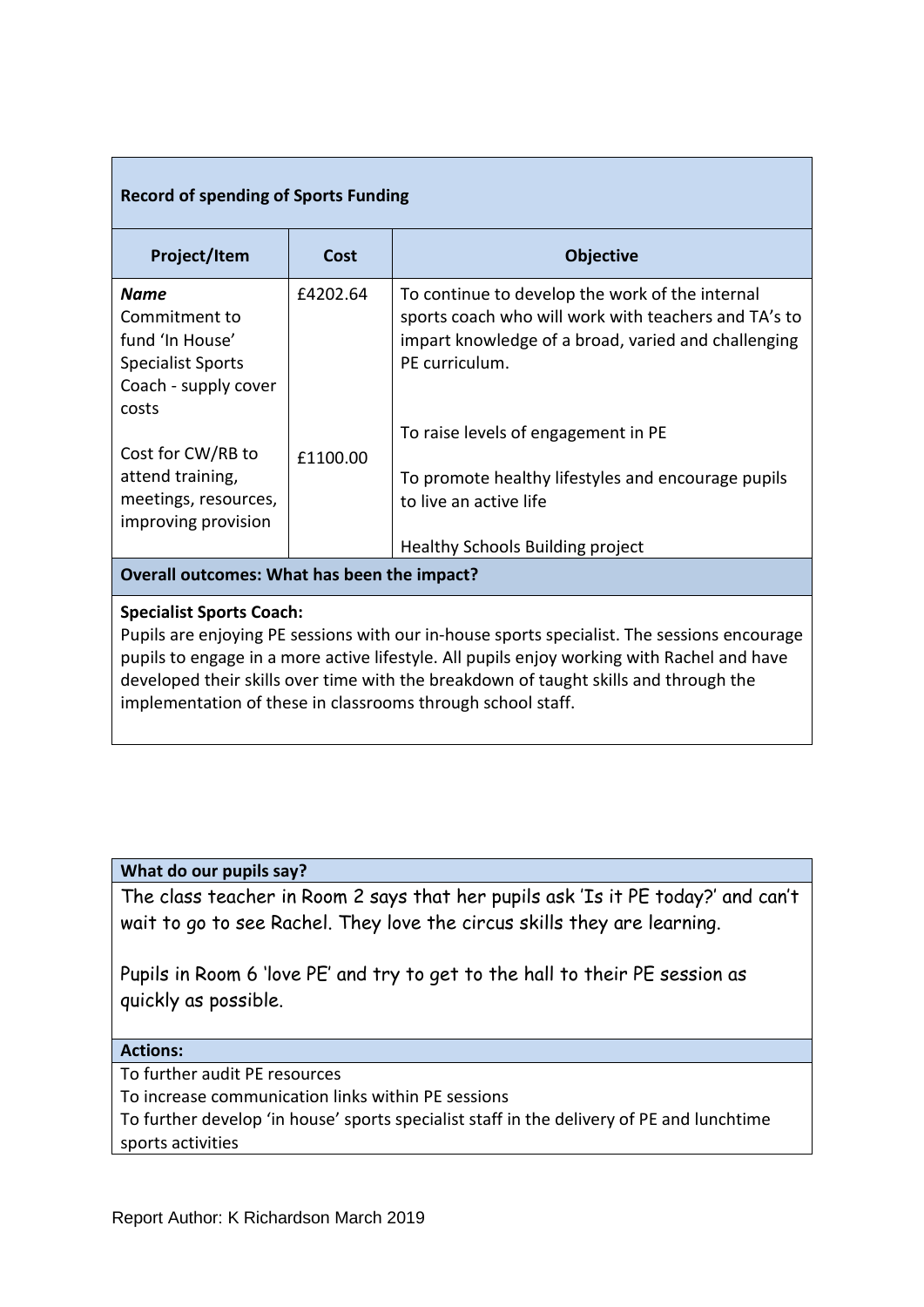| Record of spending of Sports Funding | | |
|---|---|---|
| **Project/Item** | **Cost** | **Objective** |
| ***Name*** Commitment to fund 'In House' Specialist Sports Coach - supply cover costs<br><br>Cost for CW/RB to attend training, meetings, resources, improving provision | £4202.64<br><br>£1100.00 | To continue to develop the work of the internal sports coach who will work with teachers and TA's to impart knowledge of a broad, varied and challenging PE curriculum.<br><br>To raise levels of engagement in PE<br><br>To promote healthy lifestyles and encourage pupils to live an active life<br><br>Healthy Schools Building project |

**Overall outcomes: What has been the impact?**

**Specialist Sports Coach:**
Pupils are enjoying PE sessions with our in-house sports specialist. The sessions encourage pupils to engage in a more active lifestyle. All pupils enjoy working with Rachel and have developed their skills over time with the breakdown of taught skills and through the implementation of these in classrooms through school staff.

**What do our pupils say?**

The class teacher in Room 2 says that her pupils ask 'Is it PE today?' and can't wait to go to see Rachel. They love the circus skills they are learning.

Pupils in Room 6 'love PE' and try to get to the hall to their PE session as quickly as possible.

**Actions:**

To further audit PE resources
To increase communication links within PE sessions
To further develop 'in house' sports specialist staff in the delivery of PE and lunchtime sports activities

Report Author: K Richardson March 2019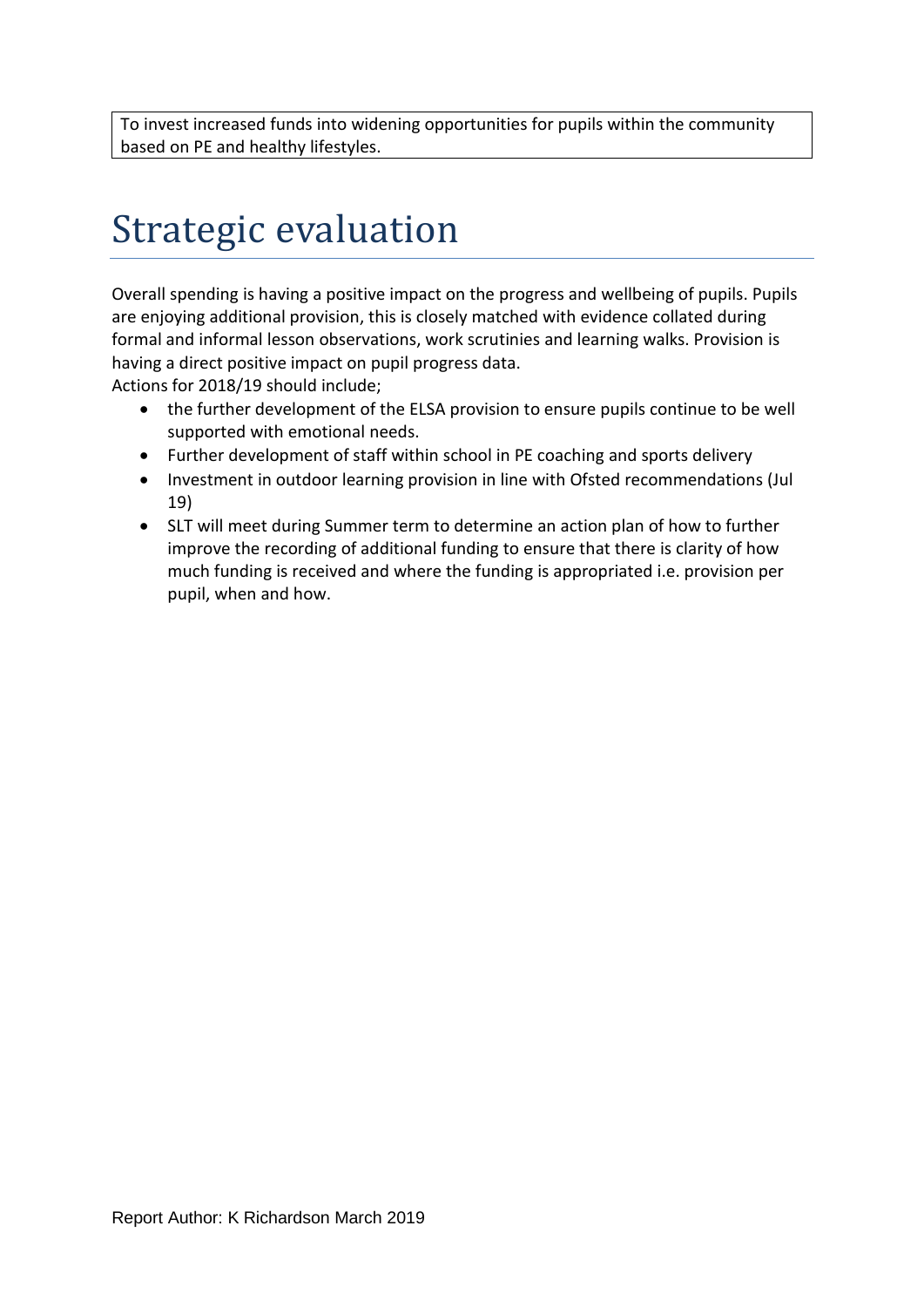To invest increased funds into widening opportunities for pupils within the community based on PE and healthy lifestyles.

# Strategic evaluation

Overall spending is having a positive impact on the progress and wellbeing of pupils. Pupils are enjoying additional provision, this is closely matched with evidence collated during formal and informal lesson observations, work scrutinies and learning walks. Provision is having a direct positive impact on pupil progress data.

Actions for 2018/19 should include;

- the further development of the ELSA provision to ensure pupils continue to be well supported with emotional needs.
- Further development of staff within school in PE coaching and sports delivery
- Investment in outdoor learning provision in line with Ofsted recommendations (Jul 19)
- SLT will meet during Summer term to determine an action plan of how to further improve the recording of additional funding to ensure that there is clarity of how much funding is received and where the funding is appropriated i.e. provision per pupil, when and how.

Report Author: K Richardson March 2019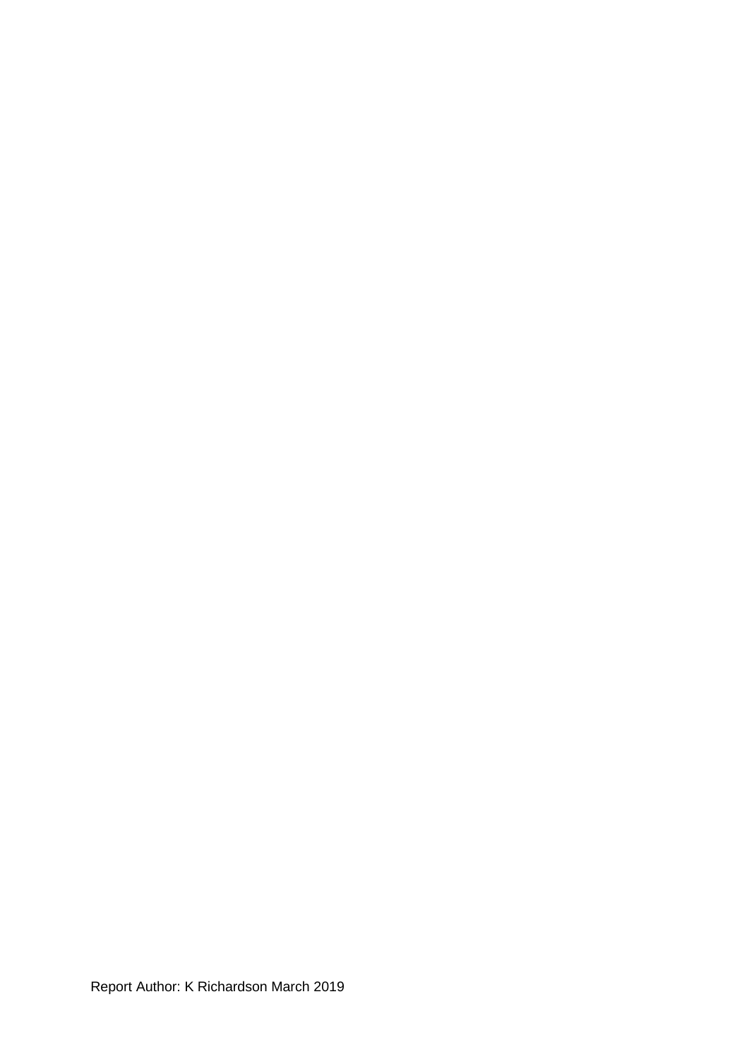Report Author: K Richardson March 2019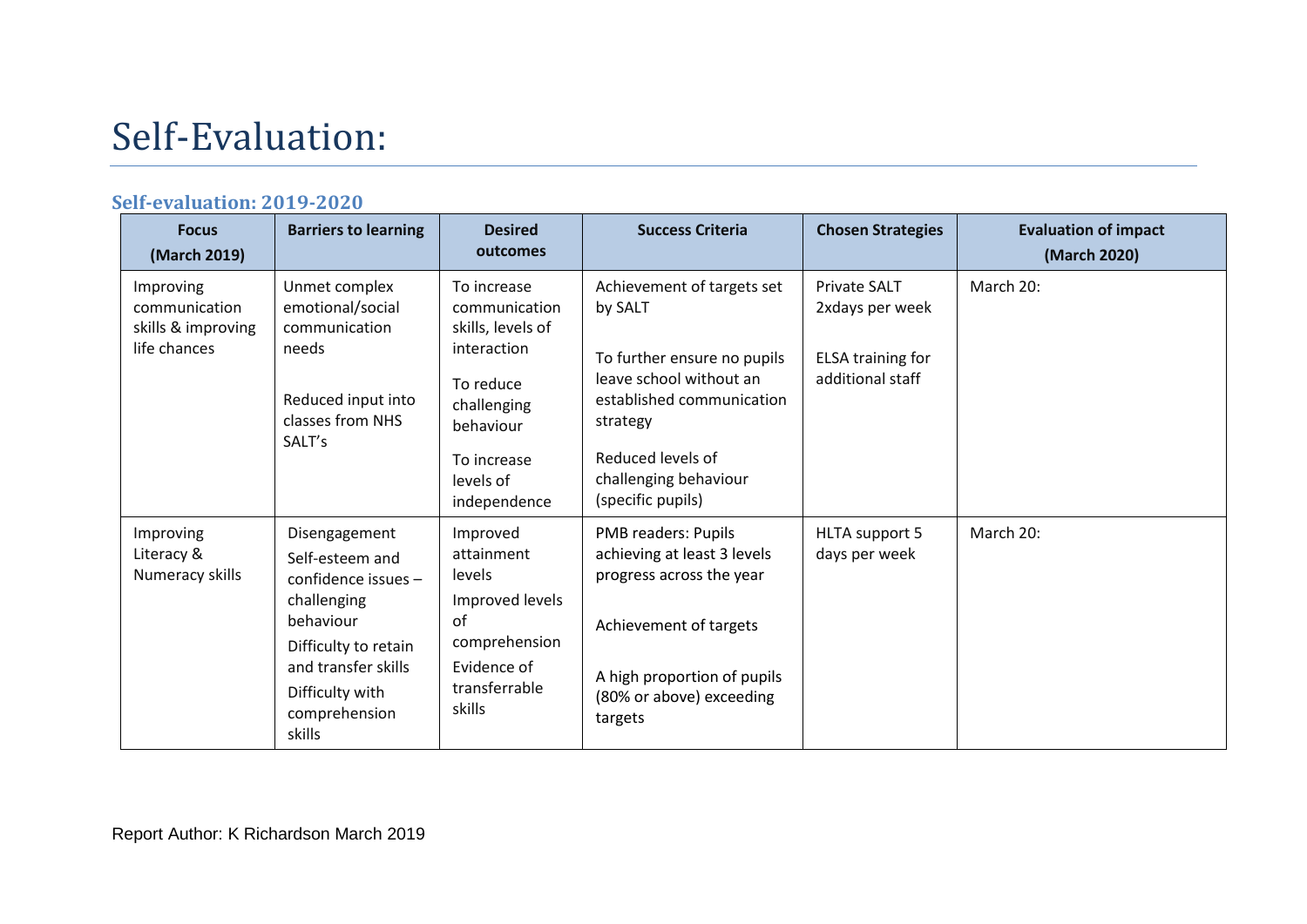# Self-Evaluation:

### Self-evaluation: 2019-2020

| Focus (March 2019) | Barriers to learning | Desired outcomes | Success Criteria | Chosen Strategies | Evaluation of impact (March 2020) |
|---|---|---|---|---|---|
| Improving communication skills & improving life chances | Unmet complex emotional/social communication needs<br><br>Reduced input into classes from NHS SALT's | To increase communication skills, levels of interaction<br><br>To reduce challenging behaviour<br><br>To increase levels of independence | Achievement of targets set by SALT<br><br>To further ensure no pupils leave school without an established communication strategy<br><br>Reduced levels of challenging behaviour (specific pupils) | Private SALT 2xdays per week<br><br>ELSA training for additional staff | March 20: |
| Improving Literacy & Numeracy skills | Disengagement<br><br>Self-esteem and confidence issues – challenging behaviour<br><br>Difficulty to retain and transfer skills<br><br>Difficulty with comprehension skills | Improved attainment levels<br><br>Improved levels of comprehension<br><br>Evidence of transferrable skills | PMB readers: Pupils achieving at least 3 levels progress across the year<br><br>Achievement of targets<br><br>A high proportion of pupils (80% or above) exceeding targets | HLTA support 5 days per week | March 20: |

Report Author: K Richardson March 2019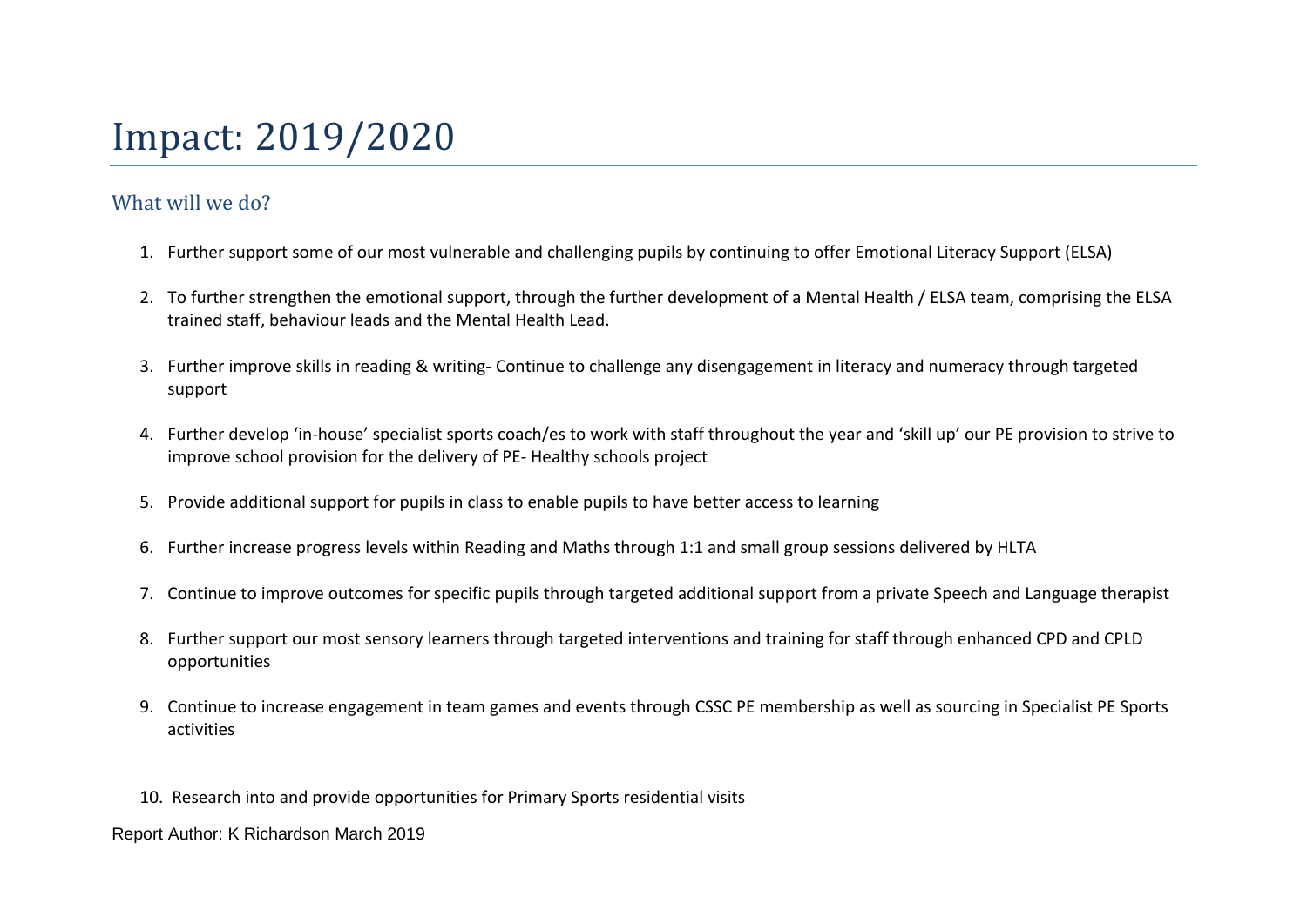# Impact: 2019/2020

## What will we do?

1. Further support some of our most vulnerable and challenging pupils by continuing to offer Emotional Literacy Support (ELSA)
2. To further strengthen the emotional support, through the further development of a Mental Health / ELSA team, comprising the ELSA trained staff, behaviour leads and the Mental Health Lead.
3. Further improve skills in reading & writing- Continue to challenge any disengagement in literacy and numeracy through targeted support
4. Further develop 'in-house' specialist sports coach/es to work with staff throughout the year and 'skill up' our PE provision to strive to improve school provision for the delivery of PE- Healthy schools project
5. Provide additional support for pupils in class to enable pupils to have better access to learning
6. Further increase progress levels within Reading and Maths through 1:1 and small group sessions delivered by HLTA
7. Continue to improve outcomes for specific pupils through targeted additional support from a private Speech and Language therapist
8. Further support our most sensory learners through targeted interventions and training for staff through enhanced CPD and CPLD opportunities
9. Continue to increase engagement in team games and events through CSSC PE membership as well as sourcing in Specialist PE Sports activities
10. Research into and provide opportunities for Primary Sports residential visits

Report Author: K Richardson March 2019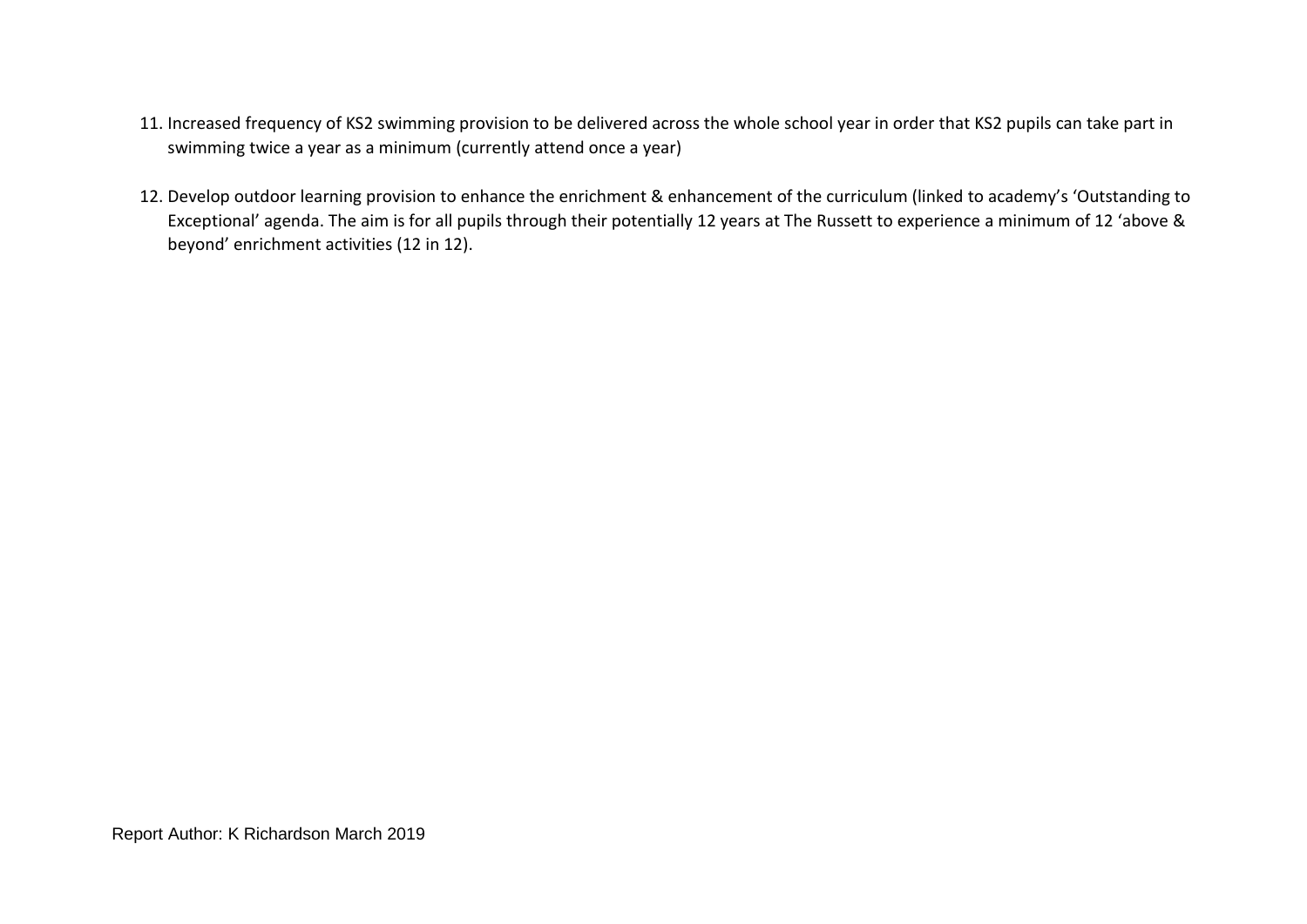11. Increased frequency of KS2 swimming provision to be delivered across the whole school year in order that KS2 pupils can take part in swimming twice a year as a minimum (currently attend once a year)

12. Develop outdoor learning provision to enhance the enrichment & enhancement of the curriculum (linked to academy's 'Outstanding to Exceptional' agenda. The aim is for all pupils through their potentially 12 years at The Russett to experience a minimum of 12 'above & beyond' enrichment activities (12 in 12).

Report Author: K Richardson March 2019